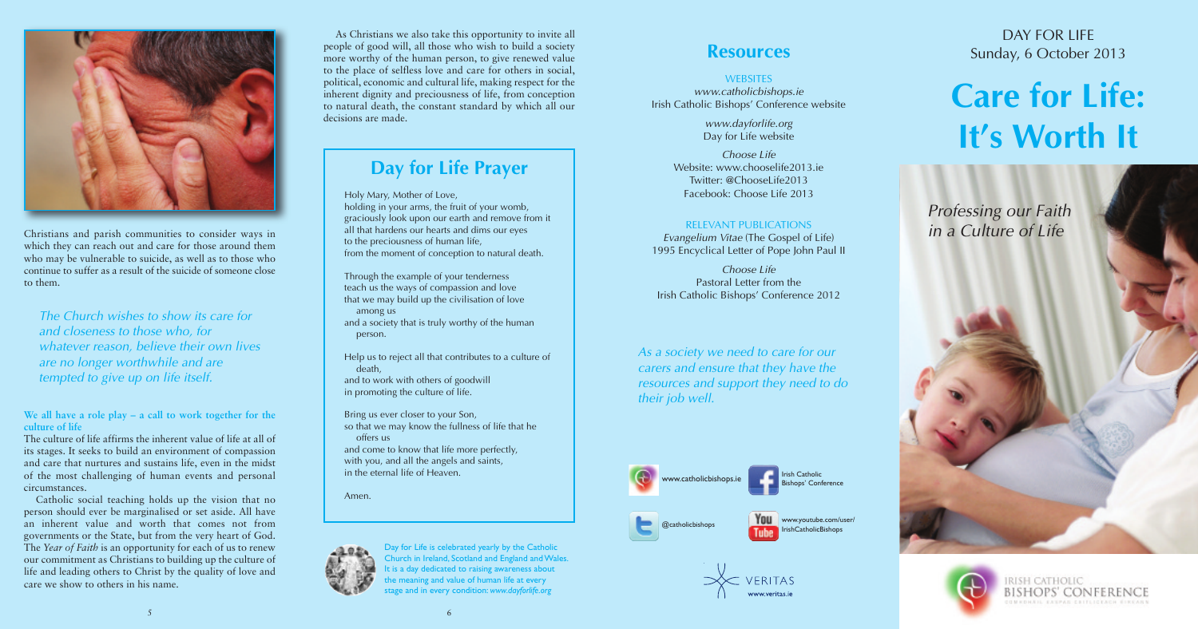Christians and parish communities to consider ways in which they can reach out and care for those around them who may be vulnerable to suicide, as well as to those who continue to suffer as a result of the suicide of someone close to them.

*The Church wishes to show its care for and closeness to those who, for whatever reason, believe their own lives are no longer worthwhile and are tempted to give up on life itself.*

**We all have a role play – a call to work together for the culture of life**

The culture of life affirms the inherent value of life at all of its stages. It seeks to build an environment of compassion and care that nurtures and sustains life, even in the midst of the most challenging of human events and personal circumstances.

Catholic social teaching holds up the vision that no person should ever be marginalised or set aside. All have an inherent value and worth that comes not from governments or the State, but from the very heart of God. The *Year of Faith* is an opportunity for each of us to renew our commitment as Christians to building up the culture of life and leading others to Christ by the quality of love and care we show to others in his name.

As Christians we also take this opportunity to invite all people of good will, all those who wish to build a society more worthy of the human person, to give renewed value to the place of selfless love and care for others in social, political, economic and cultural life, making respect for the inherent dignity and preciousness of life, from conception to natural death, the constant standard by which all our decisions are made.

## Day for Life Prayer

Holy Mary, Mother of Love,
holding in your arms, the fruit of your womb,
graciously look upon our earth and remove from it
all that hardens our hearts and dims our eyes
to the preciousness of human life,
from the moment of conception to natural death.

Through the example of your tenderness
teach us the ways of compassion and love
that we may build up the civilisation of love
among us
and a society that is truly worthy of the human
person.

Help us to reject all that contributes to a culture of
death,
and to work with others of goodwill
in promoting the culture of life.

Bring us ever closer to your Son,
so that we may know the fullness of life that he
offers us
and come to know that life more perfectly,
with you, and all the angels and saints,
in the eternal life of Heaven.

Amen.

Day for Life is celebrated yearly by the Catholic Church in Ireland, Scotland and England and Wales. It is a day dedicated to raising awareness about the meaning and value of human life at every stage and in every condition: *www.dayforlife.org*

## Resources

WEBSITES

*www.catholicbishops.ie*
Irish Catholic Bishops' Conference website

*www.dayforlife.org*
Day for Life website

*Choose Life*
Website: www.chooselife2013.ie
Twitter: @ChooseLife2013
Facebook: Choose Life 2013

RELEVANT PUBLICATIONS

*Evangelium Vitae* (The Gospel of Life)
1995 Encyclical Letter of Pope John Paul II

*Choose Life*
Pastoral Letter from the
Irish Catholic Bishops' Conference 2012

*As a society we need to care for our carers and ensure that they have the resources and support they need to do their job well.*

www.catholicbishops.ie

Irish Catholic Bishops' Conference

@catholicbishops

www.youtube.com/user/IrishCatholicBishops

VERITAS
www.veritas.ie

DAY FOR LIFE
Sunday, 6 October 2013

# Care for Life: It's Worth It

*Professing our Faith in a Culture of Life*

IRISH CATHOLIC BISHOPS' CONFERENCE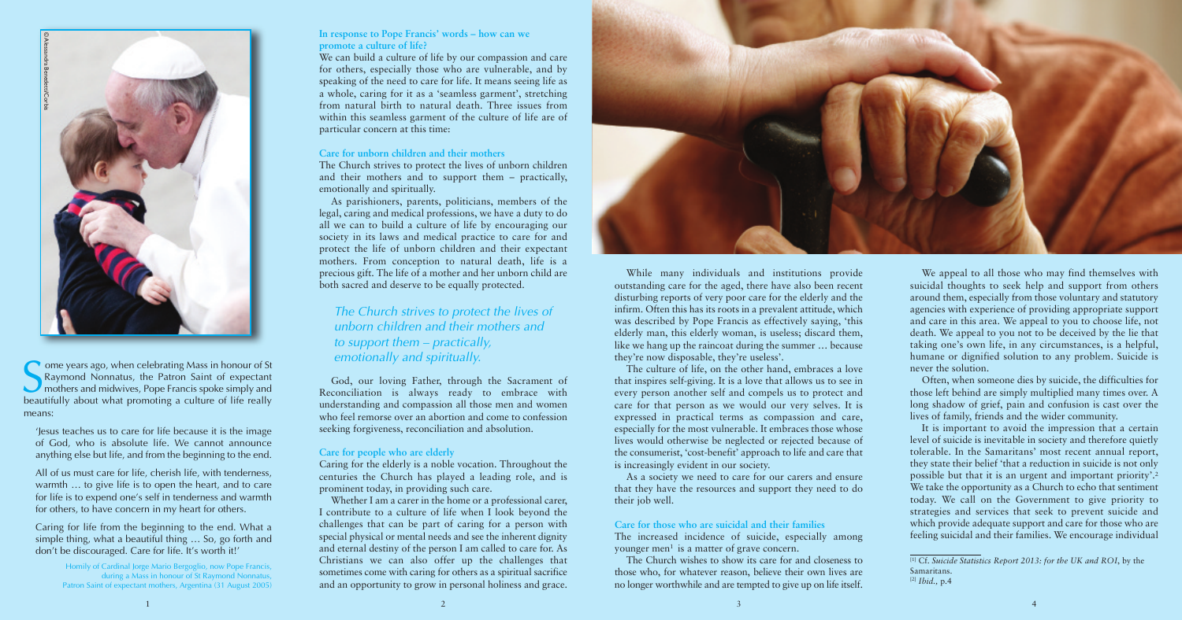Some years ago, when celebrating Mass in honour of St Raymond Nonnatus, the Patron Saint of expectant mothers and midwives, Pope Francis spoke simply and beautifully about what promoting a culture of life really means:

'Jesus teaches us to care for life because it is the image of God, who is absolute life. We cannot announce anything else but life, and from the beginning to the end.

All of us must care for life, cherish life, with tenderness, warmth … to give life is to open the heart, and to care for life is to expend one's self in tenderness and warmth for others, to have concern in my heart for others.

Caring for life from the beginning to the end. What a simple thing, what a beautiful thing … So, go forth and don't be discouraged. Care for life. It's worth it!'

Homily of Cardinal Jorge Mario Bergoglio, now Pope Francis, during a Mass in honour of St Raymond Nonnatus, Patron Saint of expectant mothers, Argentina (31 August 2005)

### In response to Pope Francis' words – how can we promote a culture of life?

We can build a culture of life by our compassion and care for others, especially those who are vulnerable, and by speaking of the need to care for life. It means seeing life as a whole, caring for it as a 'seamless garment', stretching from natural birth to natural death. Three issues from within this seamless garment of the culture of life are of particular concern at this time:

### Care for unborn children and their mothers

The Church strives to protect the lives of unborn children and their mothers and to support them – practically, emotionally and spiritually.

As parishioners, parents, politicians, members of the legal, caring and medical professions, we have a duty to do all we can to build a culture of life by encouraging our society in its laws and medical practice to care for and protect the life of unborn children and their expectant mothers. From conception to natural death, life is a precious gift. The life of a mother and her unborn child are both sacred and deserve to be equally protected.

*The Church strives to protect the lives of unborn children and their mothers and to support them – practically, emotionally and spiritually.*

God, our loving Father, through the Sacrament of Reconciliation is always ready to embrace with understanding and compassion all those men and women who feel remorse over an abortion and come to confession seeking forgiveness, reconciliation and absolution.

### Care for people who are elderly

Caring for the elderly is a noble vocation. Throughout the centuries the Church has played a leading role, and is prominent today, in providing such care.

Whether I am a carer in the home or a professional carer, I contribute to a culture of life when I look beyond the challenges that can be part of caring for a person with special physical or mental needs and see the inherent dignity and eternal destiny of the person I am called to care for. As Christians we can also offer up the challenges that sometimes come with caring for others as a spiritual sacrifice and an opportunity to grow in personal holiness and grace.

While many individuals and institutions provide outstanding care for the aged, there have also been recent disturbing reports of very poor care for the elderly and the infirm. Often this has its roots in a prevalent attitude, which was described by Pope Francis as effectively saying, 'this elderly man, this elderly woman, is useless; discard them, like we hang up the raincoat during the summer … because they're now disposable, they're useless'.

The culture of life, on the other hand, embraces a love that inspires self-giving. It is a love that allows us to see in every person another self and compels us to protect and care for that person as we would our very selves. It is expressed in practical terms as compassion and care, especially for the most vulnerable. It embraces those whose lives would otherwise be neglected or rejected because of the consumerist, 'cost-benefit' approach to life and care that is increasingly evident in our society.

As a society we need to care for our carers and ensure that they have the resources and support they need to do their job well.

### Care for those who are suicidal and their families

The increased incidence of suicide, especially among younger men[1] is a matter of grave concern.

The Church wishes to show its care for and closeness to those who, for whatever reason, believe their own lives are no longer worthwhile and are tempted to give up on life itself.

We appeal to all those who may find themselves with suicidal thoughts to seek help and support from others around them, especially from those voluntary and statutory agencies with experience of providing appropriate support and care in this area. We appeal to you to choose life, not death. We appeal to you not to be deceived by the lie that taking one's own life, in any circumstances, is a helpful, humane or dignified solution to any problem. Suicide is never the solution.

Often, when someone dies by suicide, the difficulties for those left behind are simply multiplied many times over. A long shadow of grief, pain and confusion is cast over the lives of family, friends and the wider community.

It is important to avoid the impression that a certain level of suicide is inevitable in society and therefore quietly tolerable. In the Samaritans' most recent annual report, they state their belief 'that a reduction in suicide is not only possible but that it is an urgent and important priority'.[2] We take the opportunity as a Church to echo that sentiment today. We call on the Government to give priority to strategies and services that seek to prevent suicide and which provide adequate support and care for those who are feeling suicidal and their families. We encourage individual

[1] Cf. *Suicide Statistics Report 2013: for the UK and ROI*, by the Samaritans.

[2] *Ibid.*, p.4